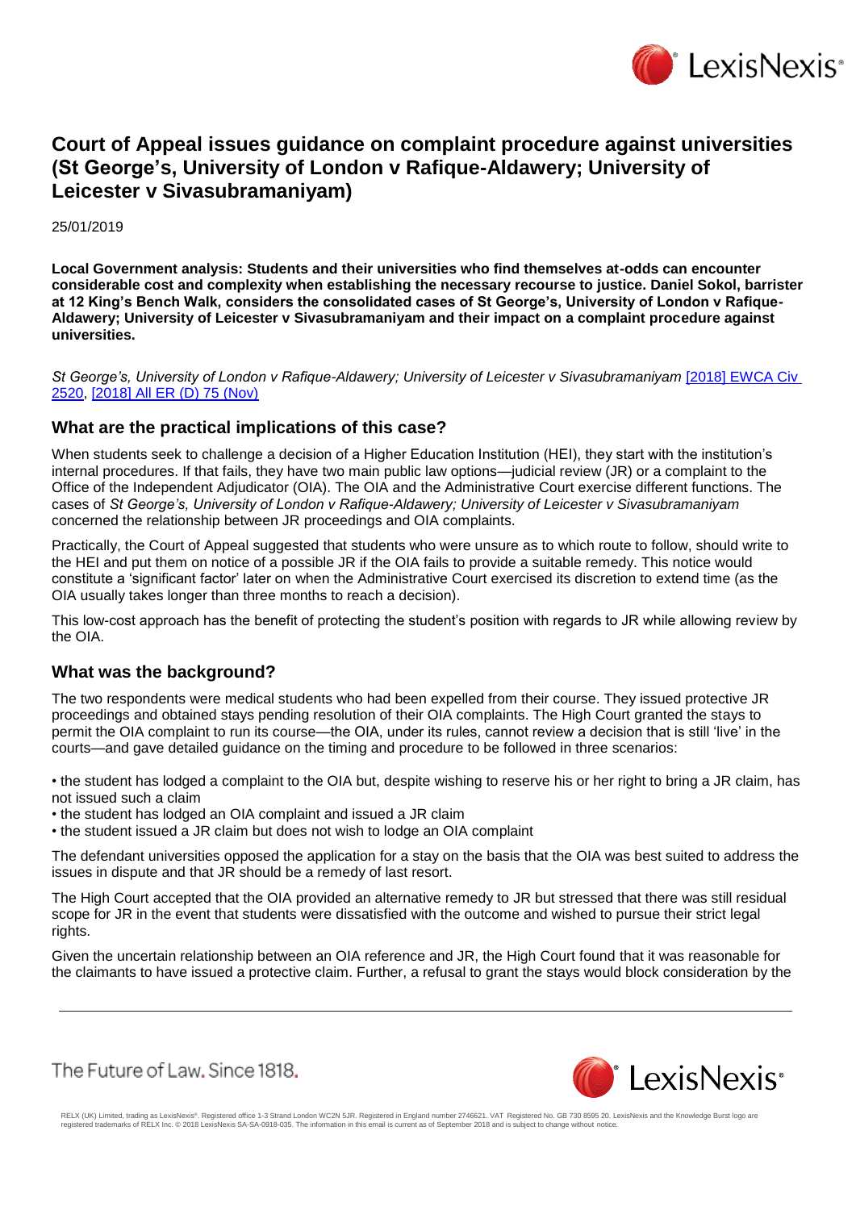# Court of Appeal issues guidance on complaint procedure against universities (St George's, University of London v Rafique-Aldawery; University of Leicester v Sivasubramaniyam)

25/01/2019

**Local Government analysis: Students and their universities who find themselves at-odds can encounter considerable cost and complexity when establishing the necessary recourse to justice. Daniel Sokol, barrister at 12 King's Bench Walk, considers the consolidated cases of St George's, University of London v Rafique-Aldawery; University of Leicester v Sivasubramaniyam and their impact on a complaint procedure against universities.**

*St George's, University of London v Rafique-Aldawery; University of Leicester v Sivasubramaniyam* [2018] EWCA Civ 2520, [2018] All ER (D) 75 (Nov)

## What are the practical implications of this case?

When students seek to challenge a decision of a Higher Education Institution (HEI), they start with the institution's internal procedures. If that fails, they have two main public law options—judicial review (JR) or a complaint to the Office of the Independent Adjudicator (OIA). The OIA and the Administrative Court exercise different functions. The cases of *St George's, University of London v Rafique-Aldawery; University of Leicester v Sivasubramaniyam* concerned the relationship between JR proceedings and OIA complaints.

Practically, the Court of Appeal suggested that students who were unsure as to which route to follow, should write to the HEI and put them on notice of a possible JR if the OIA fails to provide a suitable remedy. This notice would constitute a 'significant factor' later on when the Administrative Court exercised its discretion to extend time (as the OIA usually takes longer than three months to reach a decision).

This low-cost approach has the benefit of protecting the student's position with regards to JR while allowing review by the OIA.

## What was the background?

The two respondents were medical students who had been expelled from their course. They issued protective JR proceedings and obtained stays pending resolution of their OIA complaints. The High Court granted the stays to permit the OIA complaint to run its course—the OIA, under its rules, cannot review a decision that is still 'live' in the courts—and gave detailed guidance on the timing and procedure to be followed in three scenarios:

- the student has lodged a complaint to the OIA but, despite wishing to reserve his or her right to bring a JR claim, has not issued such a claim
- the student has lodged an OIA complaint and issued a JR claim
- the student issued a JR claim but does not wish to lodge an OIA complaint

The defendant universities opposed the application for a stay on the basis that the OIA was best suited to address the issues in dispute and that JR should be a remedy of last resort.

The High Court accepted that the OIA provided an alternative remedy to JR but stressed that there was still residual scope for JR in the event that students were dissatisfied with the outcome and wished to pursue their strict legal rights.

Given the uncertain relationship between an OIA reference and JR, the High Court found that it was reasonable for the claimants to have issued a protective claim. Further, a refusal to grant the stays would block consideration by the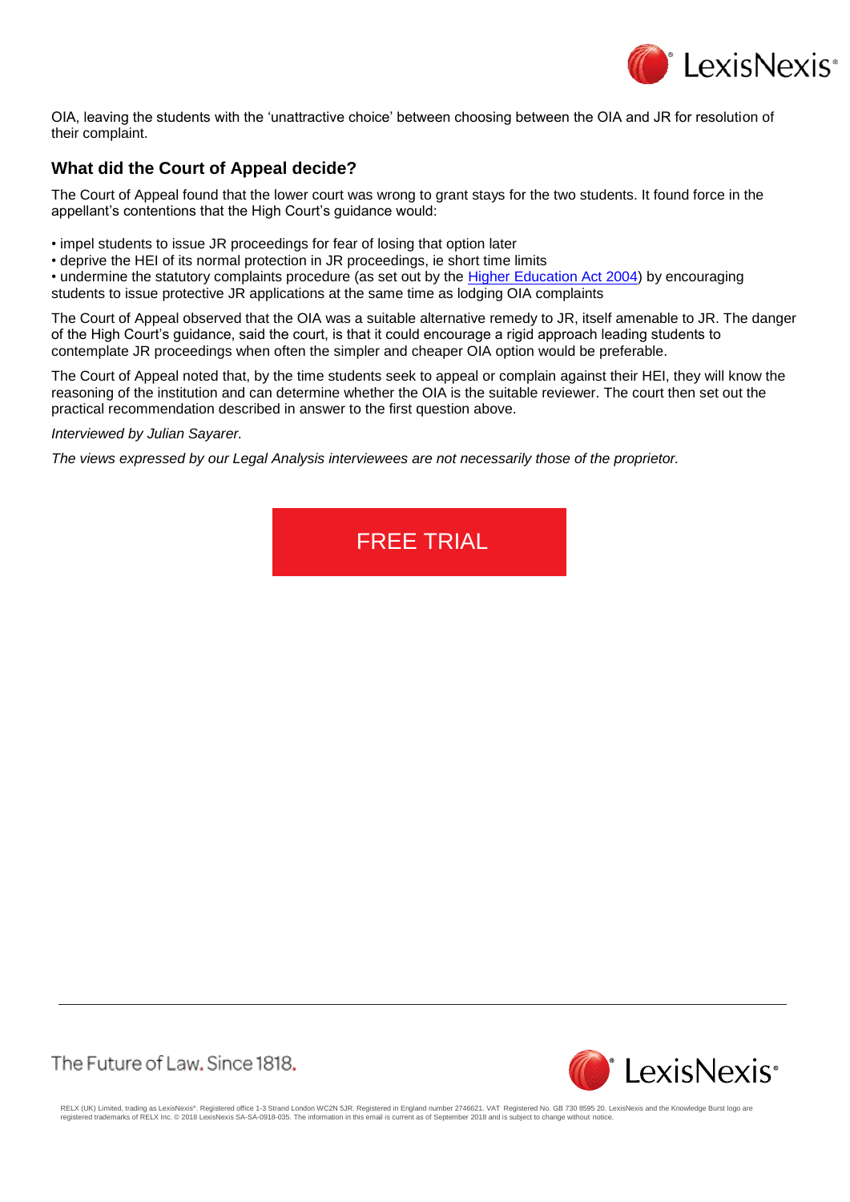OIA, leaving the students with the 'unattractive choice' between choosing between the OIA and JR for resolution of their complaint.

### What did the Court of Appeal decide?

The Court of Appeal found that the lower court was wrong to grant stays for the two students. It found force in the appellant's contentions that the High Court's guidance would:

- impel students to issue JR proceedings for fear of losing that option later
- deprive the HEI of its normal protection in JR proceedings, ie short time limits
- undermine the statutory complaints procedure (as set out by the Higher Education Act 2004) by encouraging students to issue protective JR applications at the same time as lodging OIA complaints

The Court of Appeal observed that the OIA was a suitable alternative remedy to JR, itself amenable to JR. The danger of the High Court's guidance, said the court, is that it could encourage a rigid approach leading students to contemplate JR proceedings when often the simpler and cheaper OIA option would be preferable.

The Court of Appeal noted that, by the time students seek to appeal or complain against their HEI, they will know the reasoning of the institution and can determine whether the OIA is the suitable reviewer. The court then set out the practical recommendation described in answer to the first question above.

*Interviewed by Julian Sayarer.*

*The views expressed by our Legal Analysis interviewees are not necessarily those of the proprietor.*

FREE TRIAL

The Future of Law. Since 1818.

RELX (UK) Limited, trading as LexisNexis®. Registered office 1-3 Strand London WC2N 5JR. Registered in England number 2746621. VAT Registered No. GB 730 8595 20. LexisNexis and the Knowledge Burst logo are registered trademarks of RELX Inc. © 2018 LexisNexis SA-SA-0918-035. The information in this email is current as of September 2018 and is subject to change without notice.